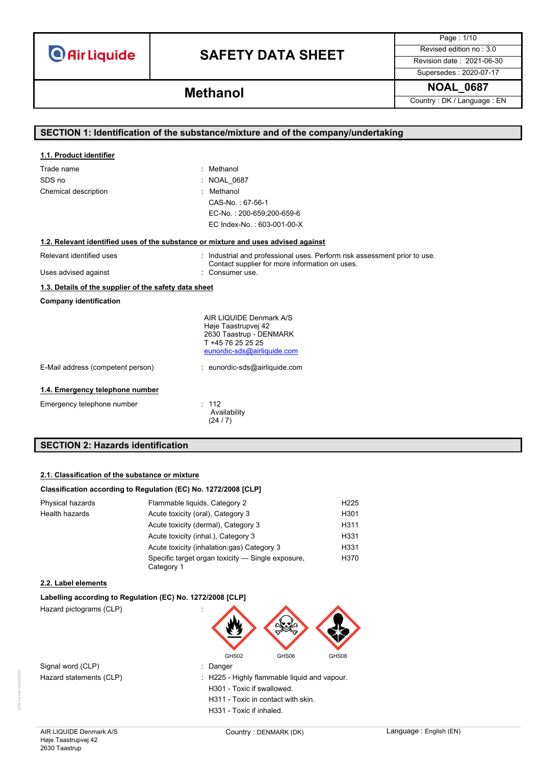# SAFETY DATA SHEET

Air Liquide

| Page : 1/10 |
|---|
| Revised edition no : 3.0 |
| Revision date : 2021-06-30 |
| Supersedes : 2020-07-17 |

## Methanol

**NOAL_0687**

Country : DK / Language : EN

## SECTION 1: Identification of the substance/mixture and of the company/undertaking

### 1.1. Product identifier

Trade name : Methanol

SDS no : NOAL_0687

Chemical description : Methanol
CAS-No. : 67-56-1
EC-No. : 200-659;200-659-6
EC Index-No. : 603-001-00-X

### 1.2. Relevant identified uses of the substance or mixture and uses advised against

Relevant identified uses : Industrial and professional uses. Perform risk assessment prior to use. Contact supplier for more information on uses.

Uses advised against : Consumer use.

### 1.3. Details of the supplier of the safety data sheet

**Company identification**

AIR LIQUIDE Denmark A/S
Høje Taastrupvej 42
2630 Taastrup - DENMARK
T +45 76 25 25 25
eunordic-sds@airliquide.com

E-Mail address (competent person) : eunordic-sds@airliquide.com

### 1.4. Emergency telephone number

Emergency telephone number : 112
Availability
(24 / 7)

## SECTION 2: Hazards identification

### 2.1. Classification of the substance or mixture

**Classification according to Regulation (EC) No. 1272/2008 [CLP]**

| | | |
|---|---|---|
| Physical hazards | Flammable liquids, Category 2 | H225 |
| Health hazards | Acute toxicity (oral), Category 3 | H301 |
| | Acute toxicity (dermal), Category 3 | H311 |
| | Acute toxicity (inhal.), Category 3 | H331 |
| | Acute toxicity (inhalation:gas) Category 3 | H331 |
| | Specific target organ toxicity — Single exposure, Category 1 | H370 |

### 2.2. Label elements

**Labelling according to Regulation (EC) No. 1272/2008 [CLP]**

Hazard pictograms (CLP) :

GHS02 GHS06 GHS08

Signal word (CLP) : Danger

Hazard statements (CLP) : H225 - Highly flammable liquid and vapour.
H301 - Toxic if swallowed.
H311 - Toxic in contact with skin.
H331 - Toxic if inhaled.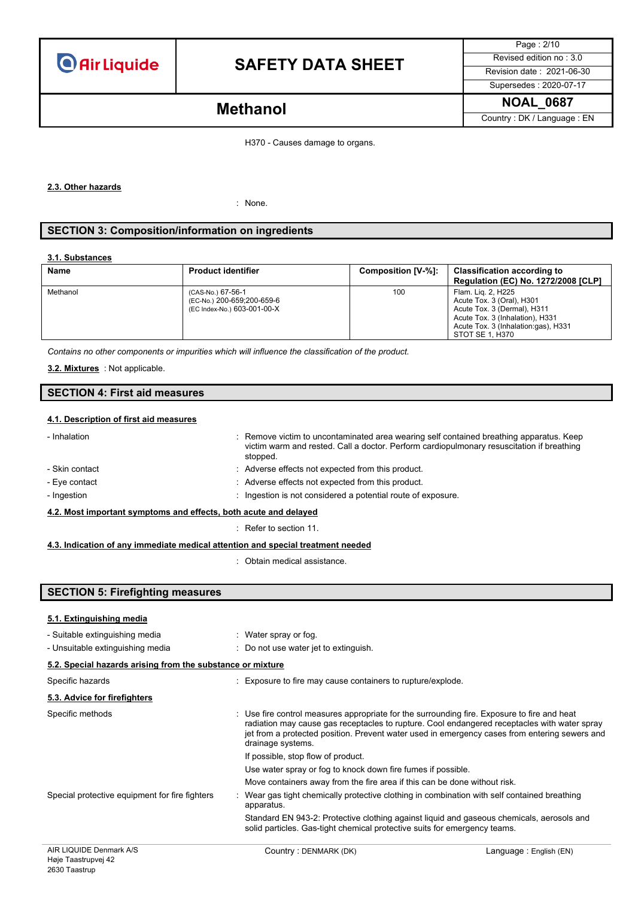H370 - Causes damage to organs.

**2.3. Other hazards**

: None.

## SECTION 3: Composition/information on ingredients

**3.1. Substances**

| Name | Product identifier | Composition [V-%]: | Classification according to Regulation (EC) No. 1272/2008 [CLP] |
|---|---|---|---|
| Methanol | (CAS-No.) 67-56-1<br>(EC-No.) 200-659;200-659-6<br>(EC Index-No.) 603-001-00-X | 100 | Flam. Liq. 2, H225<br>Acute Tox. 3 (Oral), H301<br>Acute Tox. 3 (Dermal), H311<br>Acute Tox. 3 (Inhalation), H331<br>Acute Tox. 3 (Inhalation:gas), H331<br>STOT SE 1, H370 |

*Contains no other components or impurities which will influence the classification of the product.*

**3.2. Mixtures** : Not applicable.

## SECTION 4: First aid measures

**4.1. Description of first aid measures**

- Inhalation : Remove victim to uncontaminated area wearing self contained breathing apparatus. Keep victim warm and rested. Call a doctor. Perform cardiopulmonary resuscitation if breathing stopped.
- Skin contact : Adverse effects not expected from this product.
- Eye contact : Adverse effects not expected from this product.
- Ingestion : Ingestion is not considered a potential route of exposure.

**4.2. Most important symptoms and effects, both acute and delayed**

: Refer to section 11.

**4.3. Indication of any immediate medical attention and special treatment needed**

: Obtain medical assistance.

## SECTION 5: Firefighting measures

**5.1. Extinguishing media**

- Suitable extinguishing media : Water spray or fog.
- Unsuitable extinguishing media : Do not use water jet to extinguish.

**5.2. Special hazards arising from the substance or mixture**

Specific hazards : Exposure to fire may cause containers to rupture/explode.

**5.3. Advice for firefighters**

Specific methods : Use fire control measures appropriate for the surrounding fire. Exposure to fire and heat radiation may cause gas receptacles to rupture. Cool endangered receptacles with water spray jet from a protected position. Prevent water used in emergency cases from entering sewers and drainage systems.

If possible, stop flow of product.

Use water spray or fog to knock down fire fumes if possible.

Move containers away from the fire area if this can be done without risk.

Special protective equipment for fire fighters : Wear gas tight chemically protective clothing in combination with self contained breathing apparatus.

Standard EN 943-2: Protective clothing against liquid and gaseous chemicals, aerosols and solid particles. Gas-tight chemical protective suits for emergency teams.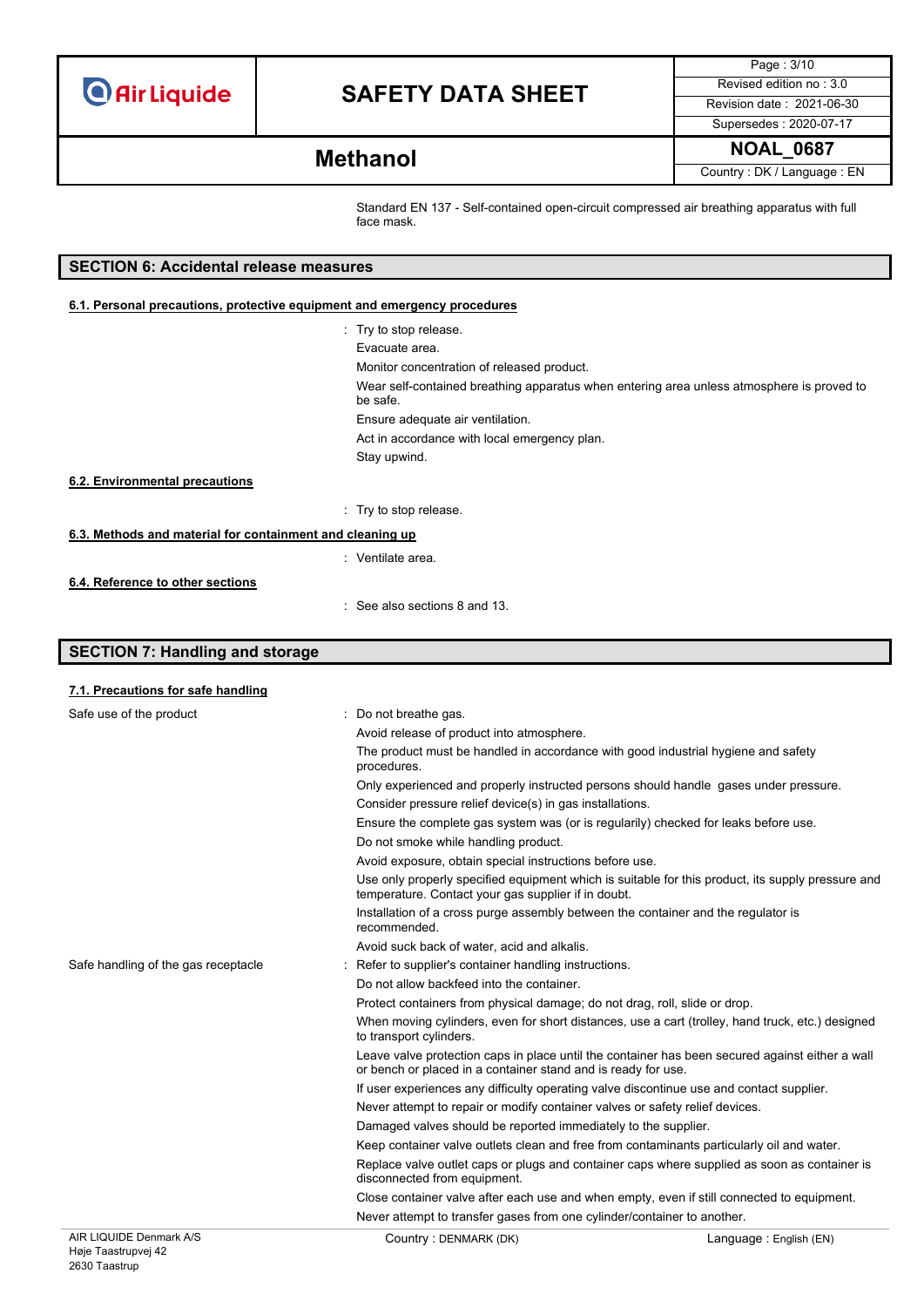Standard EN 137 - Self-contained open-circuit compressed air breathing apparatus with full face mask.

## SECTION 6: Accidental release measures

### 6.1. Personal precautions, protective equipment and emergency procedures

: Try to stop release.
Evacuate area.
Monitor concentration of released product.
Wear self-contained breathing apparatus when entering area unless atmosphere is proved to be safe.
Ensure adequate air ventilation.
Act in accordance with local emergency plan.
Stay upwind.

### 6.2. Environmental precautions

: Try to stop release.

### 6.3. Methods and material for containment and cleaning up

: Ventilate area.

### 6.4. Reference to other sections

: See also sections 8 and 13.

## SECTION 7: Handling and storage

### 7.1. Precautions for safe handling

Safe use of the product : Do not breathe gas.
Avoid release of product into atmosphere.
The product must be handled in accordance with good industrial hygiene and safety procedures.
Only experienced and properly instructed persons should handle gases under pressure.
Consider pressure relief device(s) in gas installations.
Ensure the complete gas system was (or is regularily) checked for leaks before use.
Do not smoke while handling product.
Avoid exposure, obtain special instructions before use.
Use only properly specified equipment which is suitable for this product, its supply pressure and temperature. Contact your gas supplier if in doubt.
Installation of a cross purge assembly between the container and the regulator is recommended.
Avoid suck back of water, acid and alkalis.

Safe handling of the gas receptacle : Refer to supplier's container handling instructions.
Do not allow backfeed into the container.
Protect containers from physical damage; do not drag, roll, slide or drop.
When moving cylinders, even for short distances, use a cart (trolley, hand truck, etc.) designed to transport cylinders.
Leave valve protection caps in place until the container has been secured against either a wall or bench or placed in a container stand and is ready for use.
If user experiences any difficulty operating valve discontinue use and contact supplier.
Never attempt to repair or modify container valves or safety relief devices.
Damaged valves should be reported immediately to the supplier.
Keep container valve outlets clean and free from contaminants particularly oil and water.
Replace valve outlet caps or plugs and container caps where supplied as soon as container is disconnected from equipment.
Close container valve after each use and when empty, even if still connected to equipment.
Never attempt to transfer gases from one cylinder/container to another.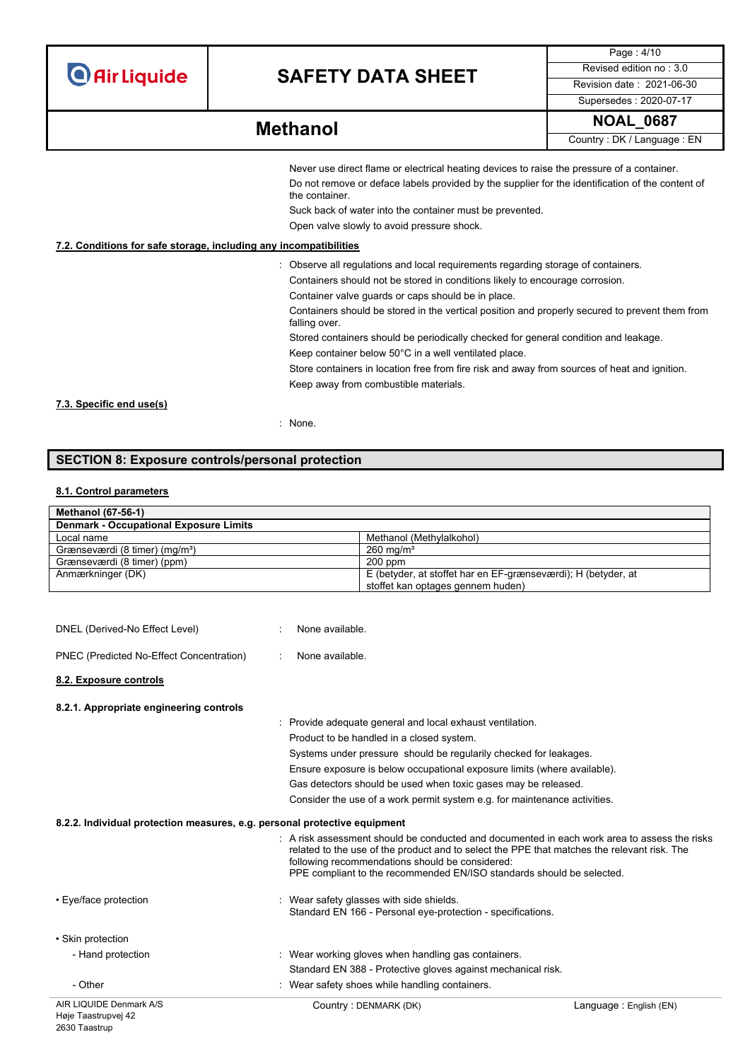Never use direct flame or electrical heating devices to raise the pressure of a container.
Do not remove or deface labels provided by the supplier for the identification of the content of the container.
Suck back of water into the container must be prevented.
Open valve slowly to avoid pressure shock.

### 7.2. Conditions for safe storage, including any incompatibilities

: Observe all regulations and local requirements regarding storage of containers.
Containers should not be stored in conditions likely to encourage corrosion.
Container valve guards or caps should be in place.
Containers should be stored in the vertical position and properly secured to prevent them from falling over.
Stored containers should be periodically checked for general condition and leakage.
Keep container below 50°C in a well ventilated place.
Store containers in location free from fire risk and away from sources of heat and ignition.
Keep away from combustible materials.

### 7.3. Specific end use(s)

: None.

## SECTION 8: Exposure controls/personal protection

### 8.1. Control parameters

| Methanol (67-56-1) | |
|---|---|
| **Denmark - Occupational Exposure Limits** | |
| Local name | Methanol (Methylalkohol) |
| Grænseværdi (8 timer) (mg/m³) | 260 mg/m³ |
| Grænseværdi (8 timer) (ppm) | 200 ppm |
| Anmærkninger (DK) | E (betyder, at stoffet har en EF-grænseværdi); H (betyder, at stoffet kan optages gennem huden) |

DNEL (Derived-No Effect Level) : None available.

PNEC (Predicted No-Effect Concentration) : None available.

### 8.2. Exposure controls

#### 8.2.1. Appropriate engineering controls

: Provide adequate general and local exhaust ventilation.
Product to be handled in a closed system.
Systems under pressure should be regularily checked for leakages.
Ensure exposure is below occupational exposure limits (where available).
Gas detectors should be used when toxic gases may be released.
Consider the use of a work permit system e.g. for maintenance activities.

#### 8.2.2. Individual protection measures, e.g. personal protective equipment

: A risk assessment should be conducted and documented in each work area to assess the risks related to the use of the product and to select the PPE that matches the relevant risk. The following recommendations should be considered:
PPE compliant to the recommended EN/ISO standards should be selected.

- Eye/face protection : Wear safety glasses with side shields.
  Standard EN 166 - Personal eye-protection - specifications.

- Skin protection
  - Hand protection : Wear working gloves when handling gas containers.
    Standard EN 388 - Protective gloves against mechanical risk.
  - Other : Wear safety shoes while handling containers.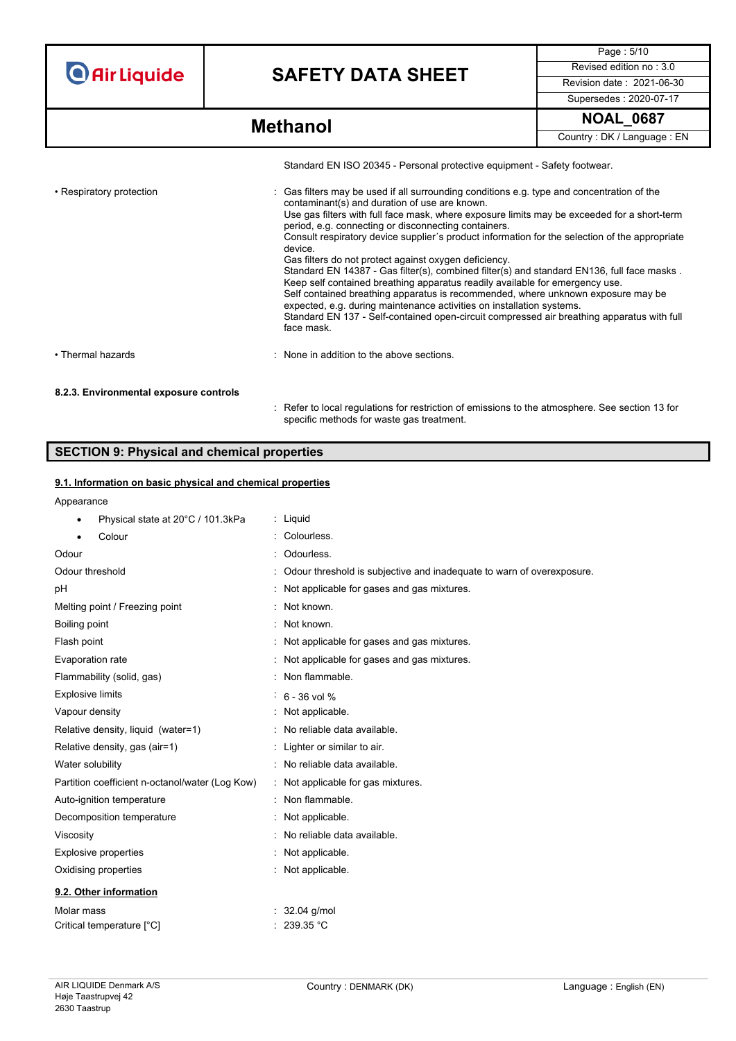Standard EN ISO 20345 - Personal protective equipment - Safety footwear.

| | |
|---|---|
| • Respiratory protection | : Gas filters may be used if all surrounding conditions e.g. type and concentration of the contaminant(s) and duration of use are known. Use gas filters with full face mask, where exposure limits may be exceeded for a short-term period, e.g. connecting or disconnecting containers. Consult respiratory device supplier´s product information for the selection of the appropriate device. Gas filters do not protect against oxygen deficiency. Standard EN 14387 - Gas filter(s), combined filter(s) and standard EN136, full face masks . Keep self contained breathing apparatus readily available for emergency use. Self contained breathing apparatus is recommended, where unknown exposure may be expected, e.g. during maintenance activities on installation systems. Standard EN 137 - Self-contained open-circuit compressed air breathing apparatus with full face mask. |
| • Thermal hazards | : None in addition to the above sections. |

#### 8.2.3. Environmental exposure controls

: Refer to local regulations for restriction of emissions to the atmosphere. See section 13 for specific methods for waste gas treatment.

## SECTION 9: Physical and chemical properties

### 9.1. Information on basic physical and chemical properties

| | |
|---|---|
| Appearance | |
| • Physical state at 20°C / 101.3kPa | : Liquid |
| • Colour | : Colourless. |
| Odour | : Odourless. |
| Odour threshold | : Odour threshold is subjective and inadequate to warn of overexposure. |
| pH | : Not applicable for gases and gas mixtures. |
| Melting point / Freezing point | : Not known. |
| Boiling point | : Not known. |
| Flash point | : Not applicable for gases and gas mixtures. |
| Evaporation rate | : Not applicable for gases and gas mixtures. |
| Flammability (solid, gas) | : Non flammable. |
| Explosive limits | : 6 - 36 vol % |
| Vapour density | : Not applicable. |
| Relative density, liquid (water=1) | : No reliable data available. |
| Relative density, gas (air=1) | : Lighter or similar to air. |
| Water solubility | : No reliable data available. |
| Partition coefficient n-octanol/water (Log Kow) | : Not applicable for gas mixtures. |
| Auto-ignition temperature | : Non flammable. |
| Decomposition temperature | : Not applicable. |
| Viscosity | : No reliable data available. |
| Explosive properties | : Not applicable. |
| Oxidising properties | : Not applicable. |

### 9.2. Other information

| | |
|---|---|
| Molar mass | : 32.04 g/mol |
| Critical temperature [°C] | : 239.35 °C |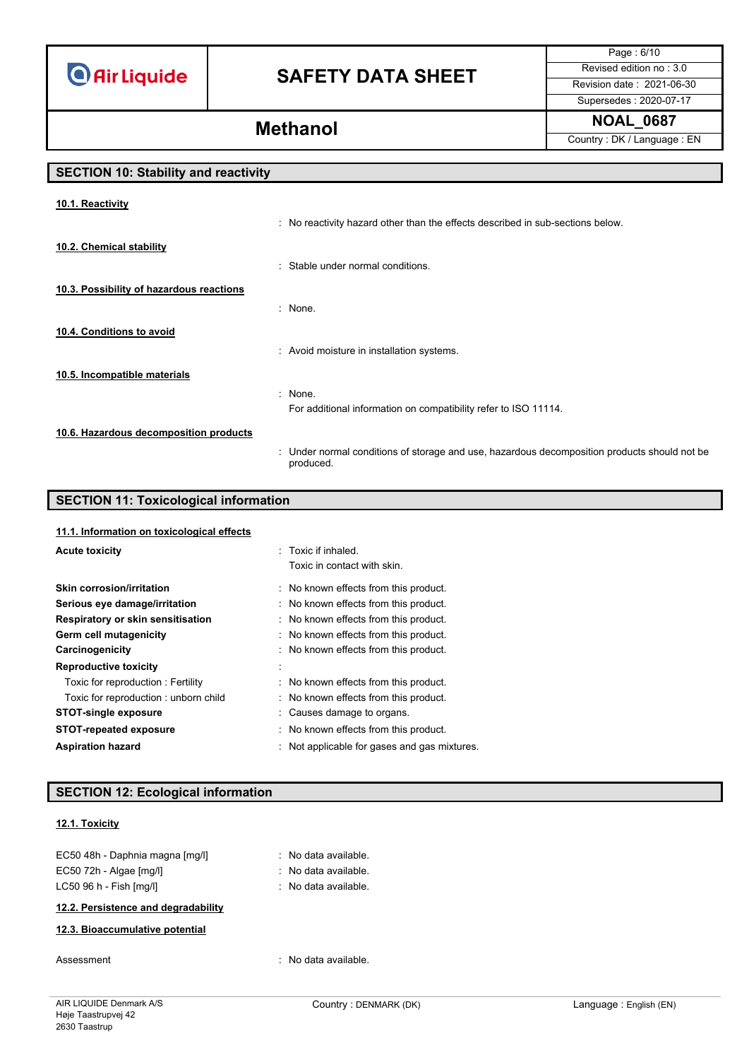## SECTION 10: Stability and reactivity

**10.1. Reactivity**

: No reactivity hazard other than the effects described in sub-sections below.

**10.2. Chemical stability**

: Stable under normal conditions.

**10.3. Possibility of hazardous reactions**

: None.

**10.4. Conditions to avoid**

: Avoid moisture in installation systems.

**10.5. Incompatible materials**

: None.
For additional information on compatibility refer to ISO 11114.

**10.6. Hazardous decomposition products**

: Under normal conditions of storage and use, hazardous decomposition products should not be produced.

## SECTION 11: Toxicological information

**11.1. Information on toxicological effects**

| | |
|---|---|
| **Acute toxicity** | : Toxic if inhaled.<br>Toxic in contact with skin. |
| **Skin corrosion/irritation** | : No known effects from this product. |
| **Serious eye damage/irritation** | : No known effects from this product. |
| **Respiratory or skin sensitisation** | : No known effects from this product. |
| **Germ cell mutagenicity** | : No known effects from this product. |
| **Carcinogenicity** | : No known effects from this product. |
| **Reproductive toxicity** | : |
| Toxic for reproduction : Fertility | : No known effects from this product. |
| Toxic for reproduction : unborn child | : No known effects from this product. |
| **STOT-single exposure** | : Causes damage to organs. |
| **STOT-repeated exposure** | : No known effects from this product. |
| **Aspiration hazard** | : Not applicable for gases and gas mixtures. |

## SECTION 12: Ecological information

**12.1. Toxicity**

| | |
|---|---|
| EC50 48h - Daphnia magna [mg/l] | : No data available. |
| EC50 72h - Algae [mg/l] | : No data available. |
| LC50 96 h - Fish [mg/l] | : No data available. |

**12.2. Persistence and degradability**

**12.3. Bioaccumulative potential**

| | |
|---|---|
| Assessment | : No data available. |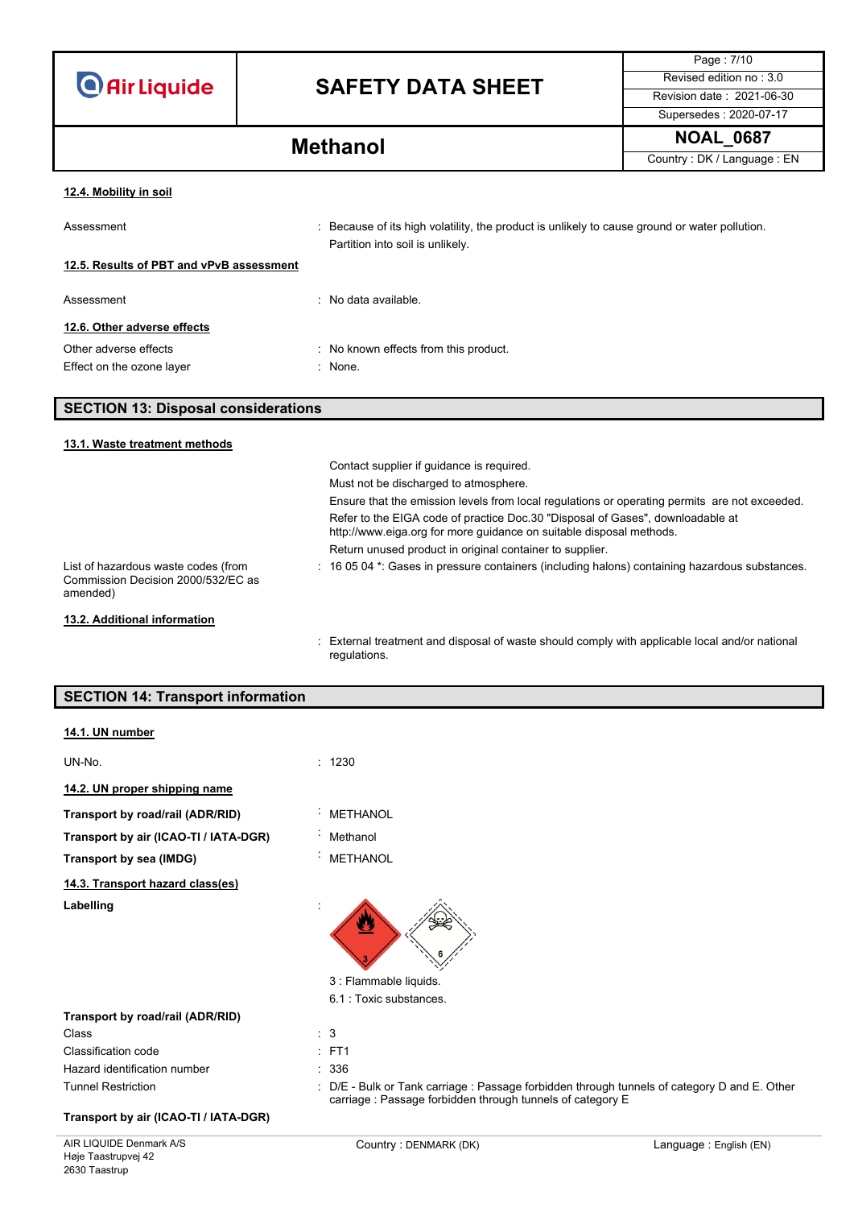#### 12.4. Mobility in soil

| | |
|---|---|
| Assessment | : Because of its high volatility, the product is unlikely to cause ground or water pollution. Partition into soil is unlikely. |

#### 12.5. Results of PBT and vPvB assessment

| | |
|---|---|
| Assessment | : No data available. |

#### 12.6. Other adverse effects

| | |
|---|---|
| Other adverse effects | : No known effects from this product. |
| Effect on the ozone layer | : None. |

## SECTION 13: Disposal considerations

#### 13.1. Waste treatment methods

Contact supplier if guidance is required.

Must not be discharged to atmosphere.

Ensure that the emission levels from local regulations or operating permits are not exceeded.

Refer to the EIGA code of practice Doc.30 "Disposal of Gases", downloadable at http://www.eiga.org for more guidance on suitable disposal methods.

Return unused product in original container to supplier.

| | |
|---|---|
| List of hazardous waste codes (from Commission Decision 2000/532/EC as amended) | : 16 05 04 *: Gases in pressure containers (including halons) containing hazardous substances. |

#### 13.2. Additional information

: External treatment and disposal of waste should comply with applicable local and/or national regulations.

## SECTION 14: Transport information

#### 14.1. UN number

| | |
|---|---|
| UN-No. | : 1230 |

#### 14.2. UN proper shipping name

| | |
|---|---|
| **Transport by road/rail (ADR/RID)** | : METHANOL |
| **Transport by air (ICAO-TI / IATA-DGR)** | : Methanol |
| **Transport by sea (IMDG)** | : METHANOL |

#### 14.3. Transport hazard class(es)

**Labelling** :

3 : Flammable liquids.

6.1 : Toxic substances.

**Transport by road/rail (ADR/RID)**

| | |
|---|---|
| Class | : 3 |
| Classification code | : FT1 |
| Hazard identification number | : 336 |
| Tunnel Restriction | : D/E - Bulk or Tank carriage : Passage forbidden through tunnels of category D and E. Other carriage : Passage forbidden through tunnels of category E |

**Transport by air (ICAO-TI / IATA-DGR)**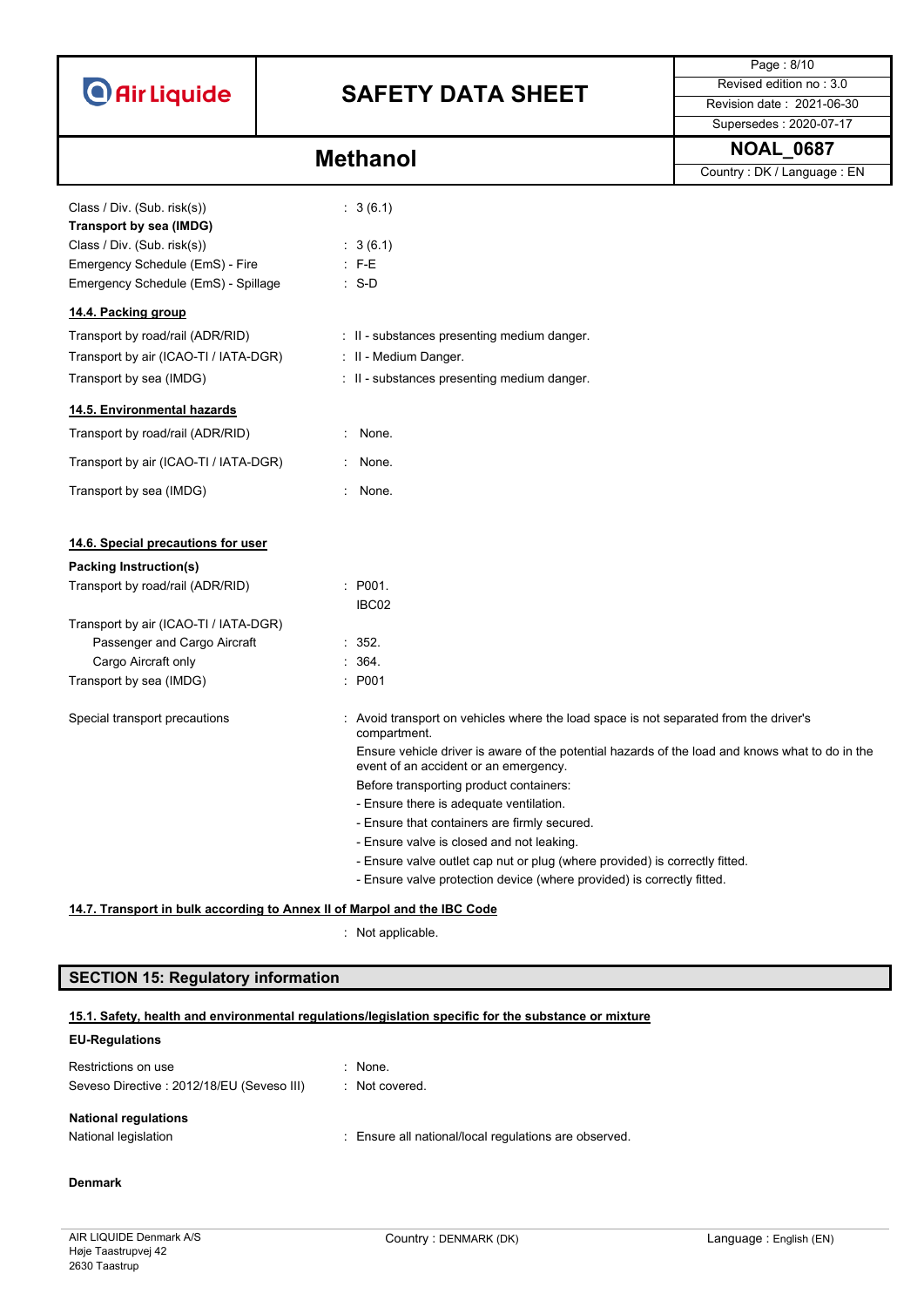Class / Div. (Sub. risk(s)) : 3 (6.1)

**Transport by sea (IMDG)**

Class / Div. (Sub. risk(s)) : 3 (6.1)

Emergency Schedule (EmS) - Fire : F-E

Emergency Schedule (EmS) - Spillage : S-D

**14.4. Packing group**

Transport by road/rail (ADR/RID) : II - substances presenting medium danger.

Transport by air (ICAO-TI / IATA-DGR) : II - Medium Danger.

Transport by sea (IMDG) : II - substances presenting medium danger.

**14.5. Environmental hazards**

Transport by road/rail (ADR/RID) : None.

Transport by air (ICAO-TI / IATA-DGR) : None.

Transport by sea (IMDG) : None.

**14.6. Special precautions for user**

**Packing Instruction(s)**

Transport by road/rail (ADR/RID) : P001.
IBC02

Transport by air (ICAO-TI / IATA-DGR)

- Passenger and Cargo Aircraft : 352.
- Cargo Aircraft only : 364.

Transport by sea (IMDG) : P001

Special transport precautions : Avoid transport on vehicles where the load space is not separated from the driver's compartment.
Ensure vehicle driver is aware of the potential hazards of the load and knows what to do in the event of an accident or an emergency.
Before transporting product containers:
- Ensure there is adequate ventilation.
- Ensure that containers are firmly secured.
- Ensure valve is closed and not leaking.
- Ensure valve outlet cap nut or plug (where provided) is correctly fitted.
- Ensure valve protection device (where provided) is correctly fitted.

**14.7. Transport in bulk according to Annex II of Marpol and the IBC Code**

: Not applicable.

## SECTION 15: Regulatory information

**15.1. Safety, health and environmental regulations/legislation specific for the substance or mixture**

**EU-Regulations**

Restrictions on use : None.

Seveso Directive : 2012/18/EU (Seveso III) : Not covered.

**National regulations**

National legislation : Ensure all national/local regulations are observed.

**Denmark**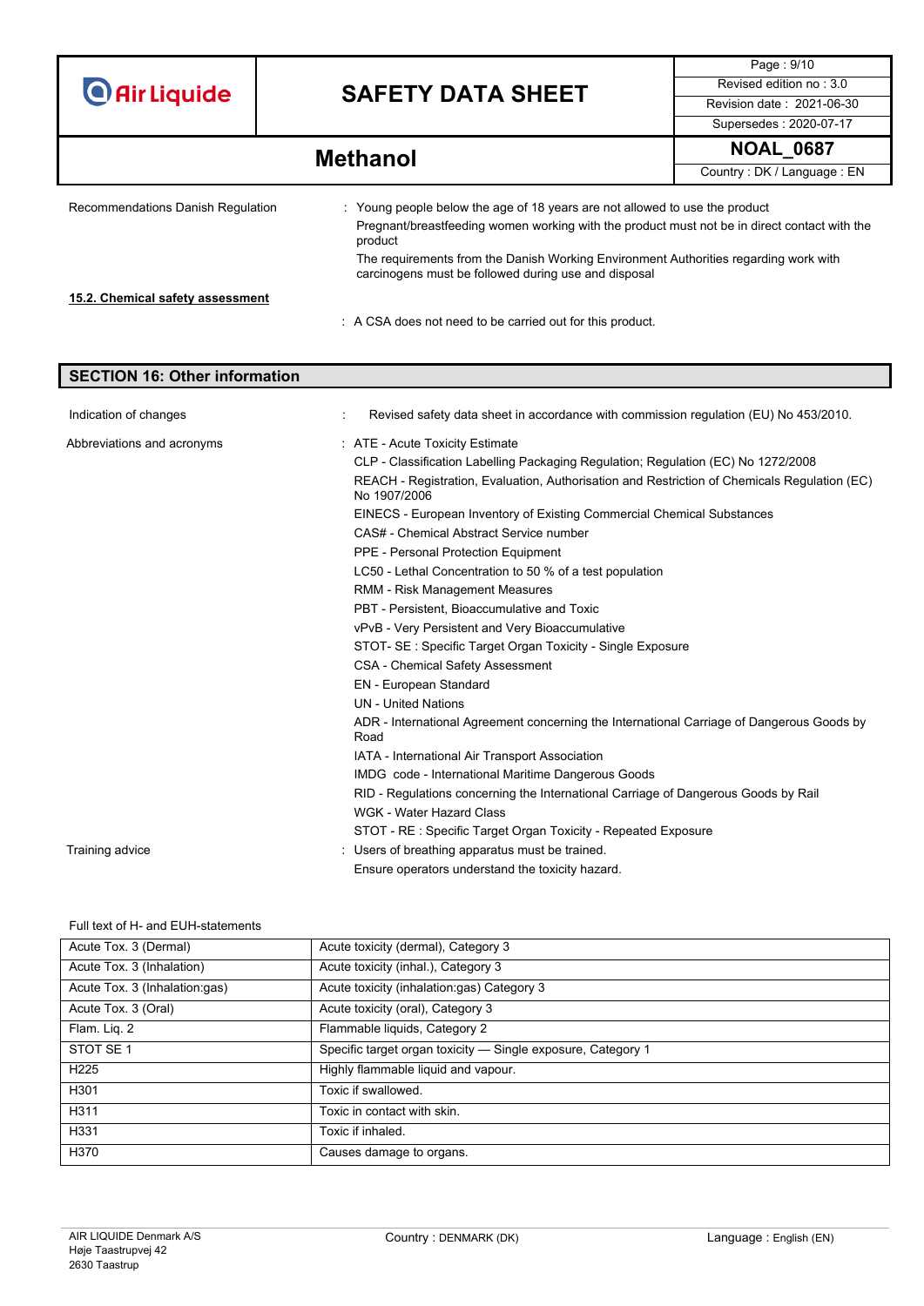Recommendations Danish Regulation : Young people below the age of 18 years are not allowed to use the product

Pregnant/breastfeeding women working with the product must not be in direct contact with the product

The requirements from the Danish Working Environment Authorities regarding work with carcinogens must be followed during use and disposal

**15.2. Chemical safety assessment**

: A CSA does not need to be carried out for this product.

## SECTION 16: Other information

Indication of changes : Revised safety data sheet in accordance with commission regulation (EU) No 453/2010.

Abbreviations and acronyms :
- ATE - Acute Toxicity Estimate
- CLP - Classification Labelling Packaging Regulation; Regulation (EC) No 1272/2008
- REACH - Registration, Evaluation, Authorisation and Restriction of Chemicals Regulation (EC) No 1907/2006
- EINECS - European Inventory of Existing Commercial Chemical Substances
- CAS# - Chemical Abstract Service number
- PPE - Personal Protection Equipment
- LC50 - Lethal Concentration to 50 % of a test population
- RMM - Risk Management Measures
- PBT - Persistent, Bioaccumulative and Toxic
- vPvB - Very Persistent and Very Bioaccumulative
- STOT- SE : Specific Target Organ Toxicity - Single Exposure
- CSA - Chemical Safety Assessment
- EN - European Standard
- UN - United Nations
- ADR - International Agreement concerning the International Carriage of Dangerous Goods by Road
- IATA - International Air Transport Association
- IMDG code - International Maritime Dangerous Goods
- RID - Regulations concerning the International Carriage of Dangerous Goods by Rail
- WGK - Water Hazard Class
- STOT - RE : Specific Target Organ Toxicity - Repeated Exposure

Training advice : Users of breathing apparatus must be trained.

Ensure operators understand the toxicity hazard.

Full text of H- and EUH-statements

| | |
|---|---|
| Acute Tox. 3 (Dermal) | Acute toxicity (dermal), Category 3 |
| Acute Tox. 3 (Inhalation) | Acute toxicity (inhal.), Category 3 |
| Acute Tox. 3 (Inhalation:gas) | Acute toxicity (inhalation:gas) Category 3 |
| Acute Tox. 3 (Oral) | Acute toxicity (oral), Category 3 |
| Flam. Liq. 2 | Flammable liquids, Category 2 |
| STOT SE 1 | Specific target organ toxicity — Single exposure, Category 1 |
| H225 | Highly flammable liquid and vapour. |
| H301 | Toxic if swallowed. |
| H311 | Toxic in contact with skin. |
| H331 | Toxic if inhaled. |
| H370 | Causes damage to organs. |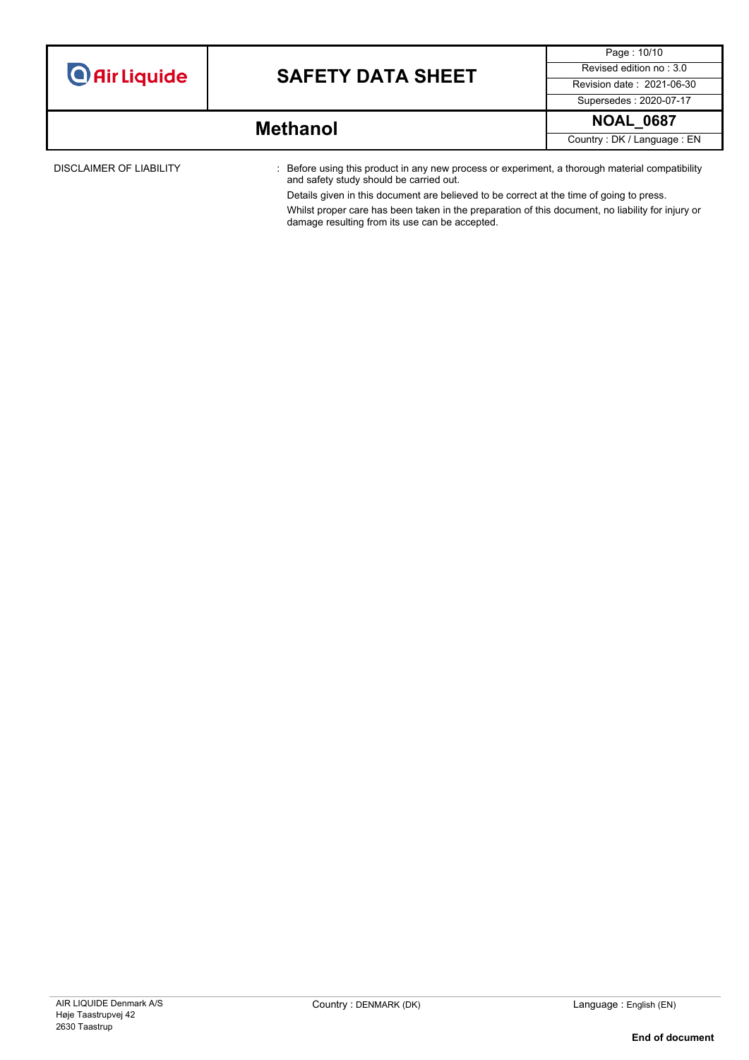DISCLAIMER OF LIABILITY : Before using this product in any new process or experiment, a thorough material compatibility and safety study should be carried out.

Details given in this document are believed to be correct at the time of going to press.

Whilst proper care has been taken in the preparation of this document, no liability for injury or damage resulting from its use can be accepted.

**End of document**